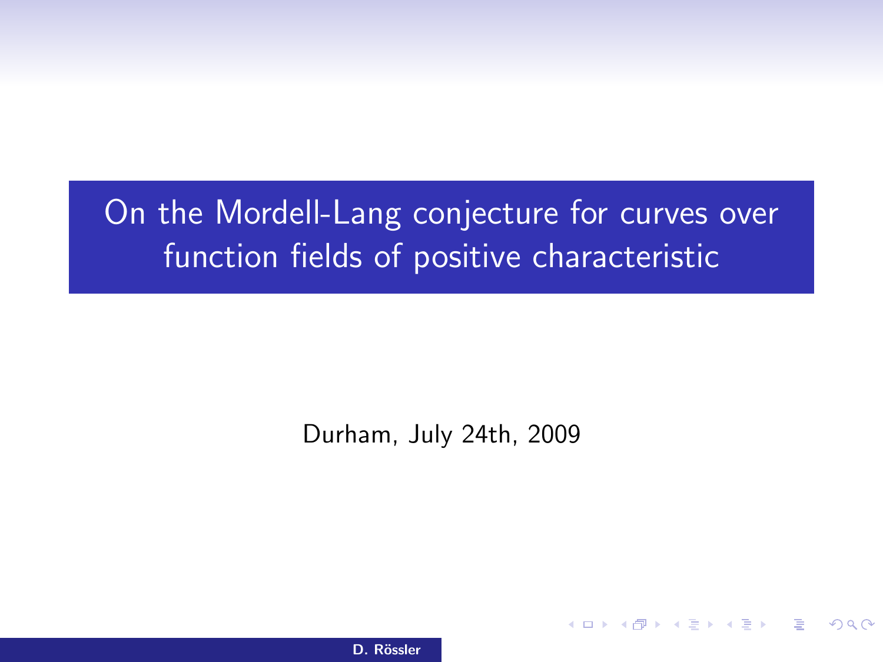# On the Mordell-Lang conjecture for curves over function fields of positive characteristic

Durham, July 24th, 2009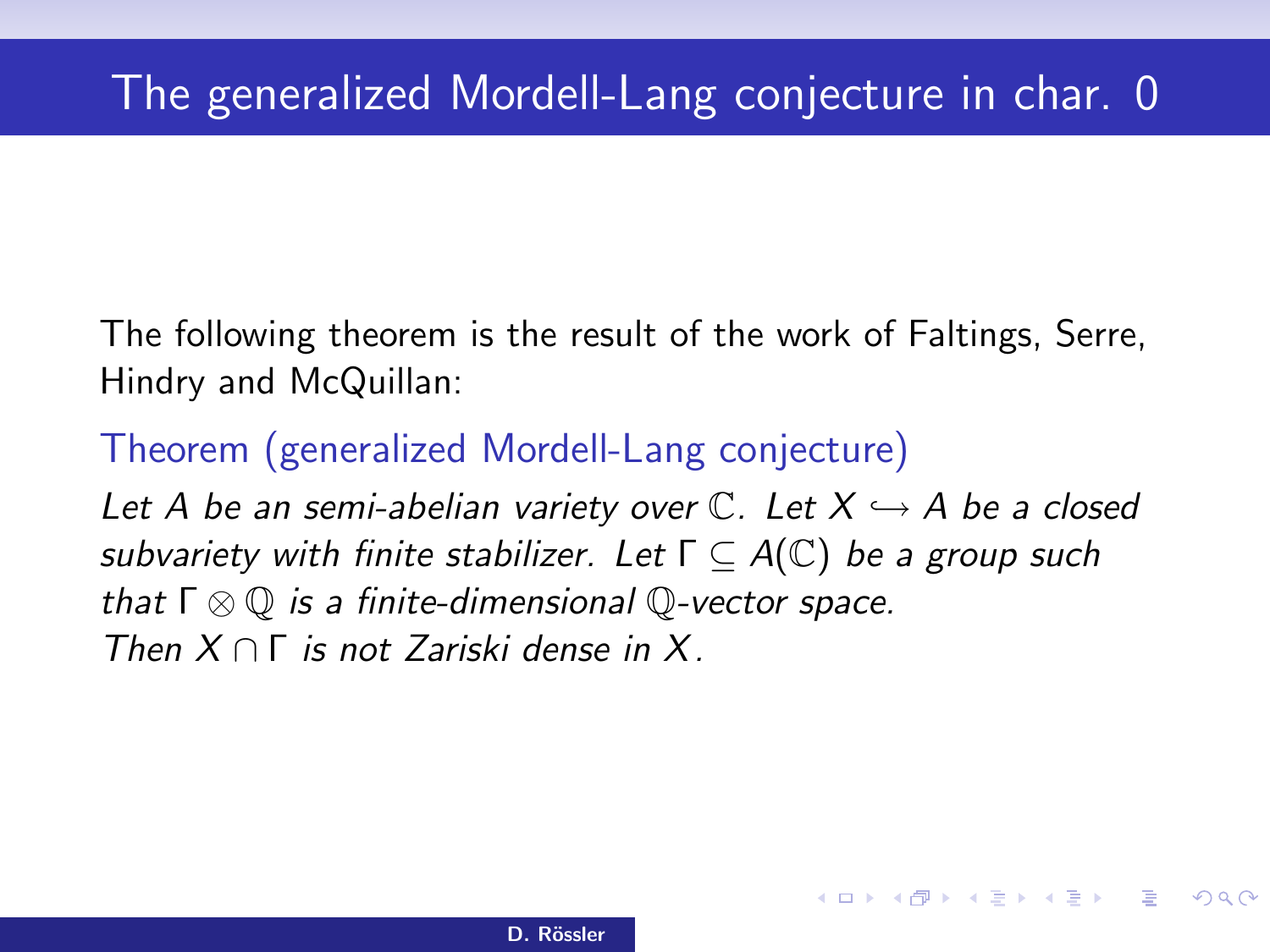# The generalized Mordell-Lang conjecture in char. 0

The following theorem is the result of the work of Faltings, Serre, Hindry and McQuillan:

**Theorem (generalized Mordell-Lang conjecture)**

*Let $A$ be an semi-abelian variety over $\mathbb{C}$. Let $X \hookrightarrow A$ be a closed subvariety with finite stabilizer. Let $\Gamma \subseteq A(\mathbb{C})$ be a group such that $\Gamma \otimes \mathbb{Q}$ is a finite-dimensional $\mathbb{Q}$-vector space.*
*Then $X \cap \Gamma$ is not Zariski dense in $X$.*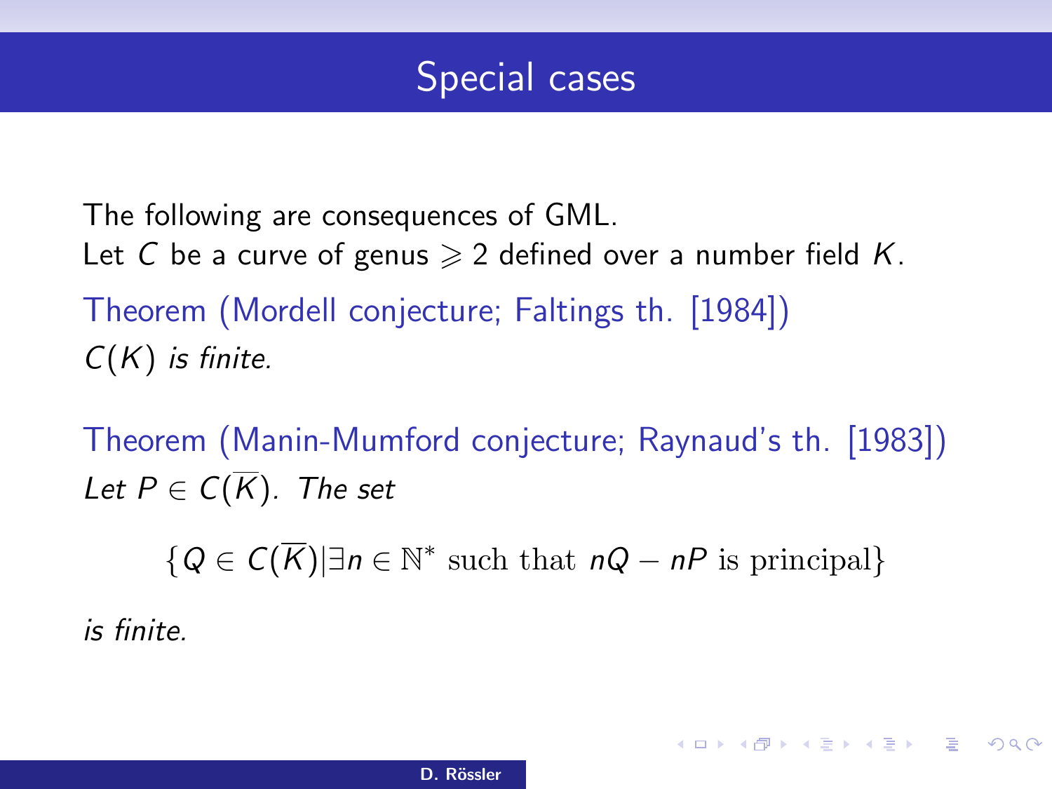# Special cases

The following are consequences of GML.

Let $C$ be a curve of genus $\geqslant 2$ defined over a number field $K$.

**Theorem (Mordell conjecture; Faltings th. [1984])**

*$C(K)$ is finite.*

**Theorem (Manin-Mumford conjecture; Raynaud's th. [1983])**

*Let $P \in C(\overline{K})$. The set*

$$\{Q \in C(\overline{K}) | \exists n \in \mathbb{N}^* \text{ such that } nQ - nP \text{ is principal}\}$$

*is finite.*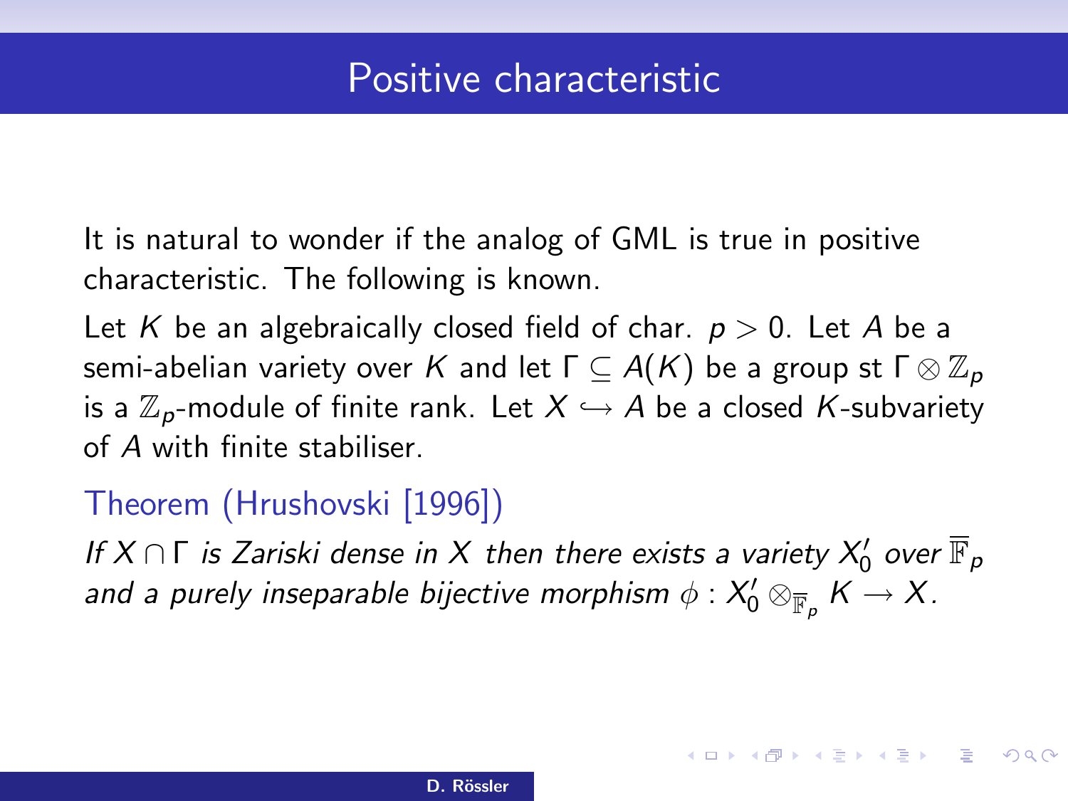# Positive characteristic

It is natural to wonder if the analog of GML is true in positive characteristic. The following is known.

Let $K$ be an algebraically closed field of char. $p > 0$. Let $A$ be a semi-abelian variety over $K$ and let $\Gamma \subseteq A(K)$ be a group st $\Gamma \otimes \mathbb{Z}_p$ is a $\mathbb{Z}_p$-module of finite rank. Let $X \hookrightarrow A$ be a closed $K$-subvariety of $A$ with finite stabiliser.

**Theorem (Hrushovski [1996])**

*If $X \cap \Gamma$ is Zariski dense in $X$ then there exists a variety $X_0'$ over $\overline{\mathbb{F}}_p$ and a purely inseparable bijective morphism $\phi : X_0' \otimes_{\overline{\mathbb{F}}_p} K \to X$.*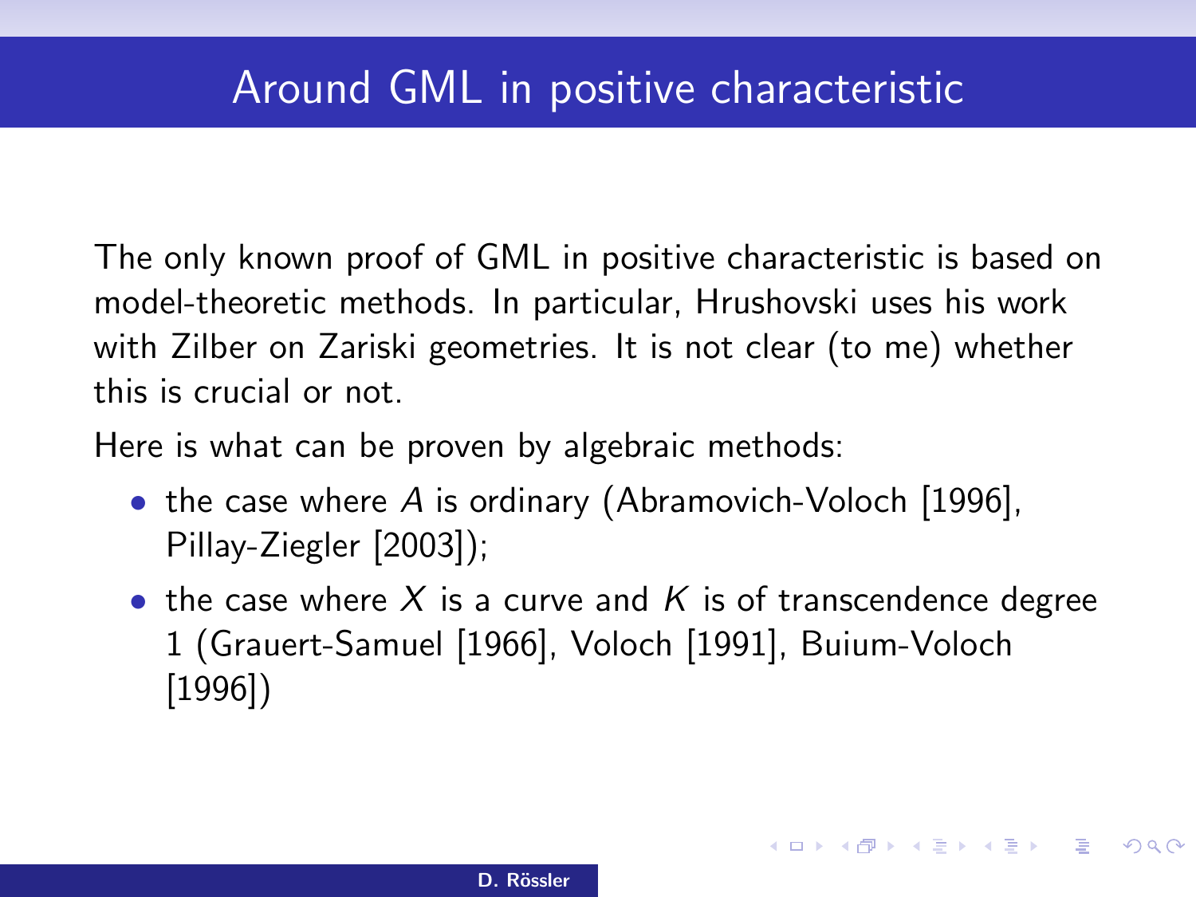# Around GML in positive characteristic

The only known proof of GML in positive characteristic is based on model-theoretic methods. In particular, Hrushovski uses his work with Zilber on Zariski geometries. It is not clear (to me) whether this is crucial or not.

Here is what can be proven by algebraic methods:

- the case where $A$ is ordinary (Abramovich-Voloch [1996], Pillay-Ziegler [2003]);
- the case where $X$ is a curve and $K$ is of transcendence degree 1 (Grauert-Samuel [1966], Voloch [1991], Buium-Voloch [1996])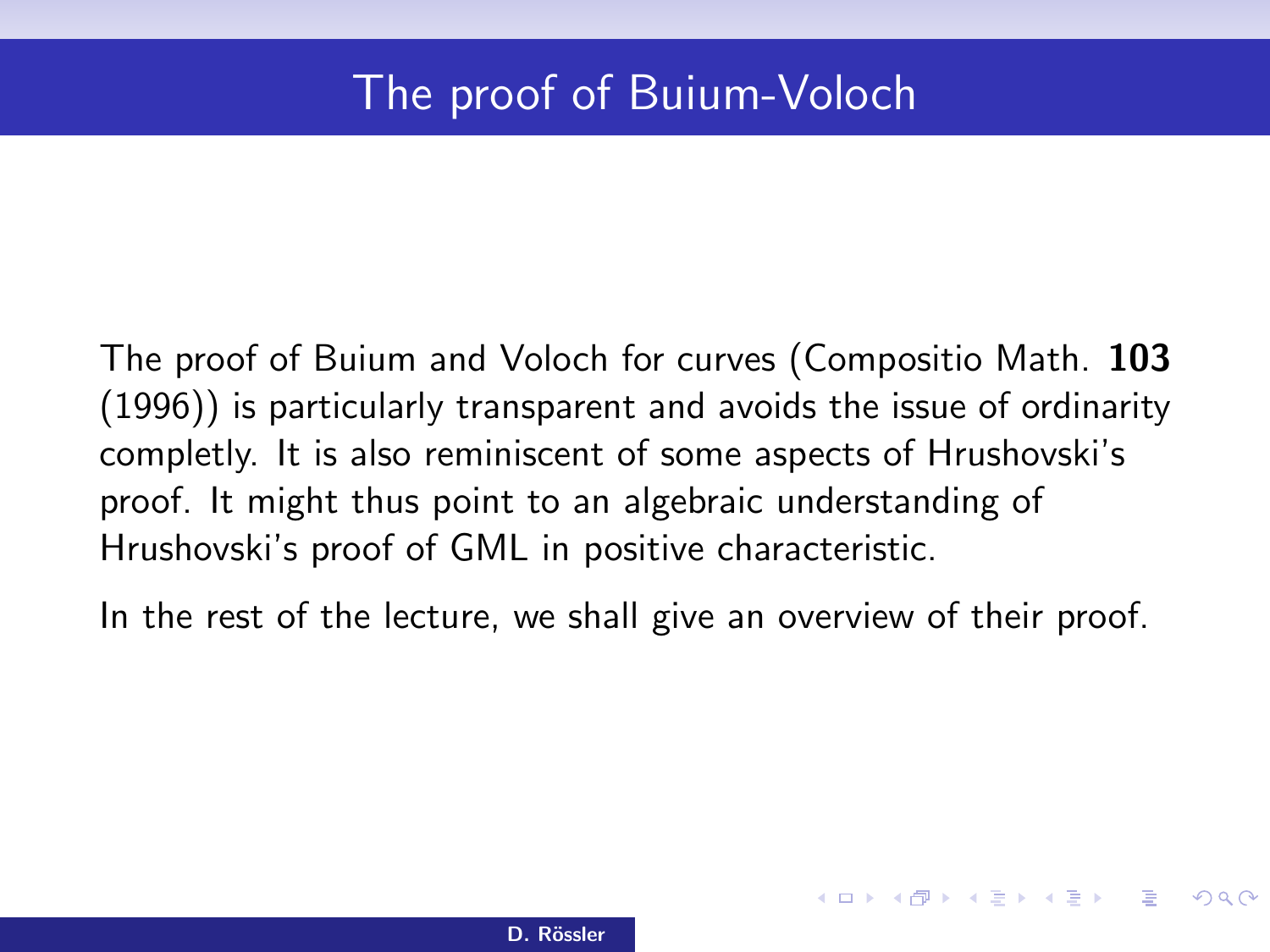# The proof of Buium-Voloch

The proof of Buium and Voloch for curves (Compositio Math. **103** (1996)) is particularly transparent and avoids the issue of ordinarity completly. It is also reminiscent of some aspects of Hrushovski's proof. It might thus point to an algebraic understanding of Hrushovski's proof of GML in positive characteristic.

In the rest of the lecture, we shall give an overview of their proof.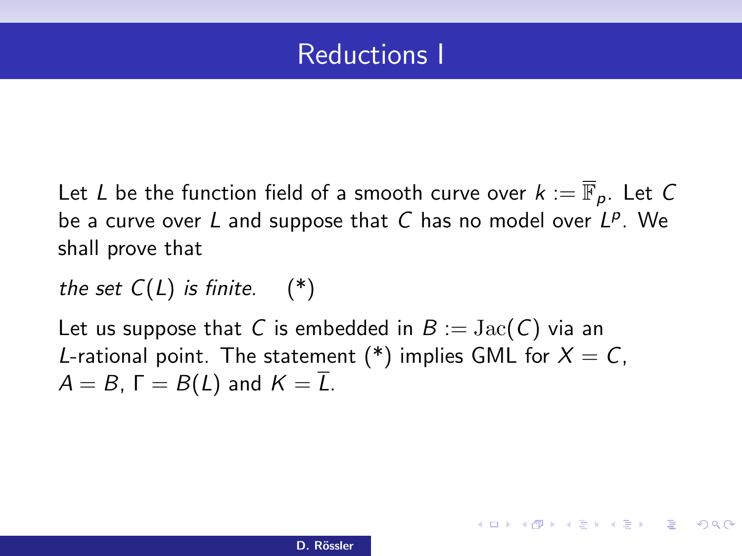# Reductions I

Let $L$ be the function field of a smooth curve over $k := \overline{\mathbb{F}}_p$. Let $C$ be a curve over $L$ and suppose that $C$ has no model over $L^p$. We shall prove that

*the set $C(L)$ is finite.* (*)

Let us suppose that $C$ is embedded in $B := \mathrm{Jac}(C)$ via an $L$-rational point. The statement (*) implies GML for $X = C$, $A = B$, $\Gamma = B(L)$ and $K = \overline{L}$.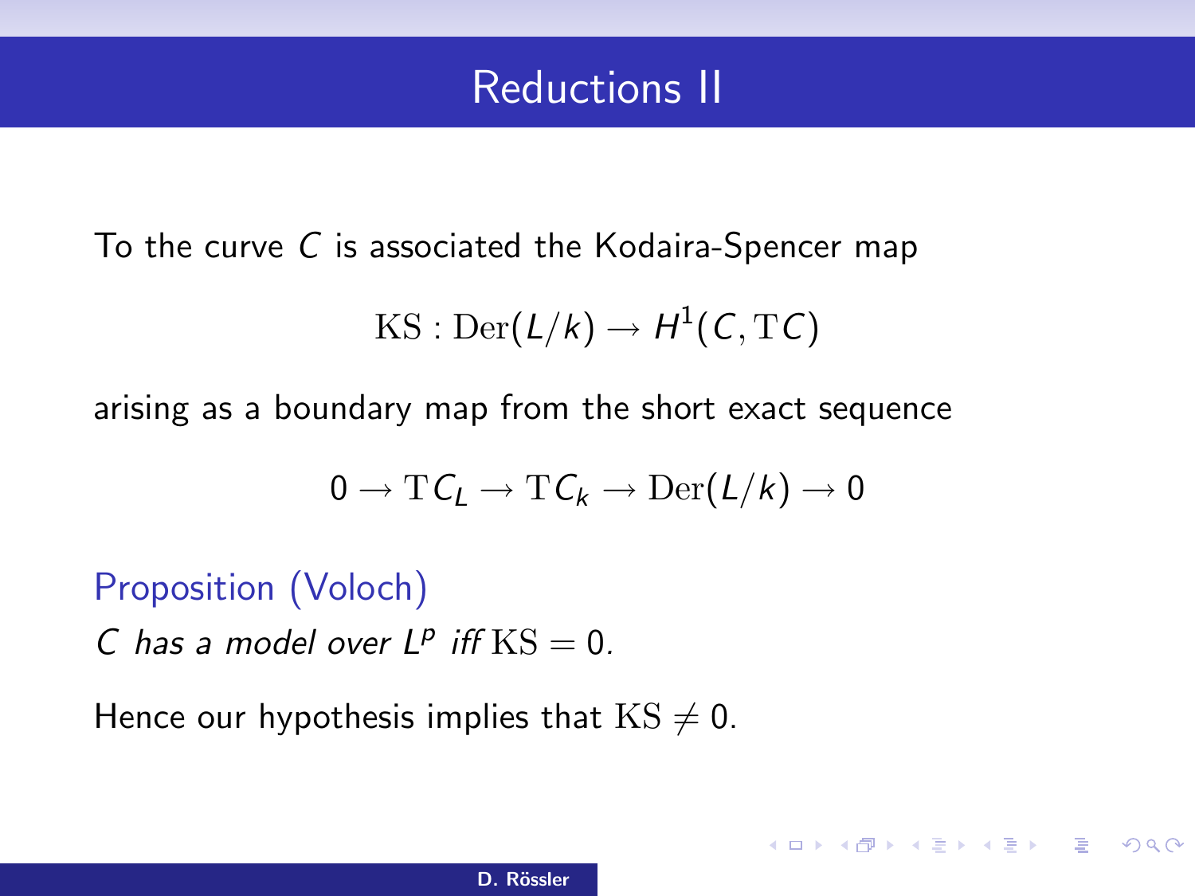# Reductions II

To the curve $C$ is associated the Kodaira-Spencer map

$$\mathrm{KS} : \mathrm{Der}(L/k) \to H^1(C, \mathrm{T}C)$$

arising as a boundary map from the short exact sequence

$$0 \to \mathrm{T}C_L \to \mathrm{T}C_k \to \mathrm{Der}(L/k) \to 0$$

**Proposition (Voloch)**

*$C$ has a model over $L^p$ iff $\mathrm{KS} = 0$.*

Hence our hypothesis implies that $\mathrm{KS} \neq 0$.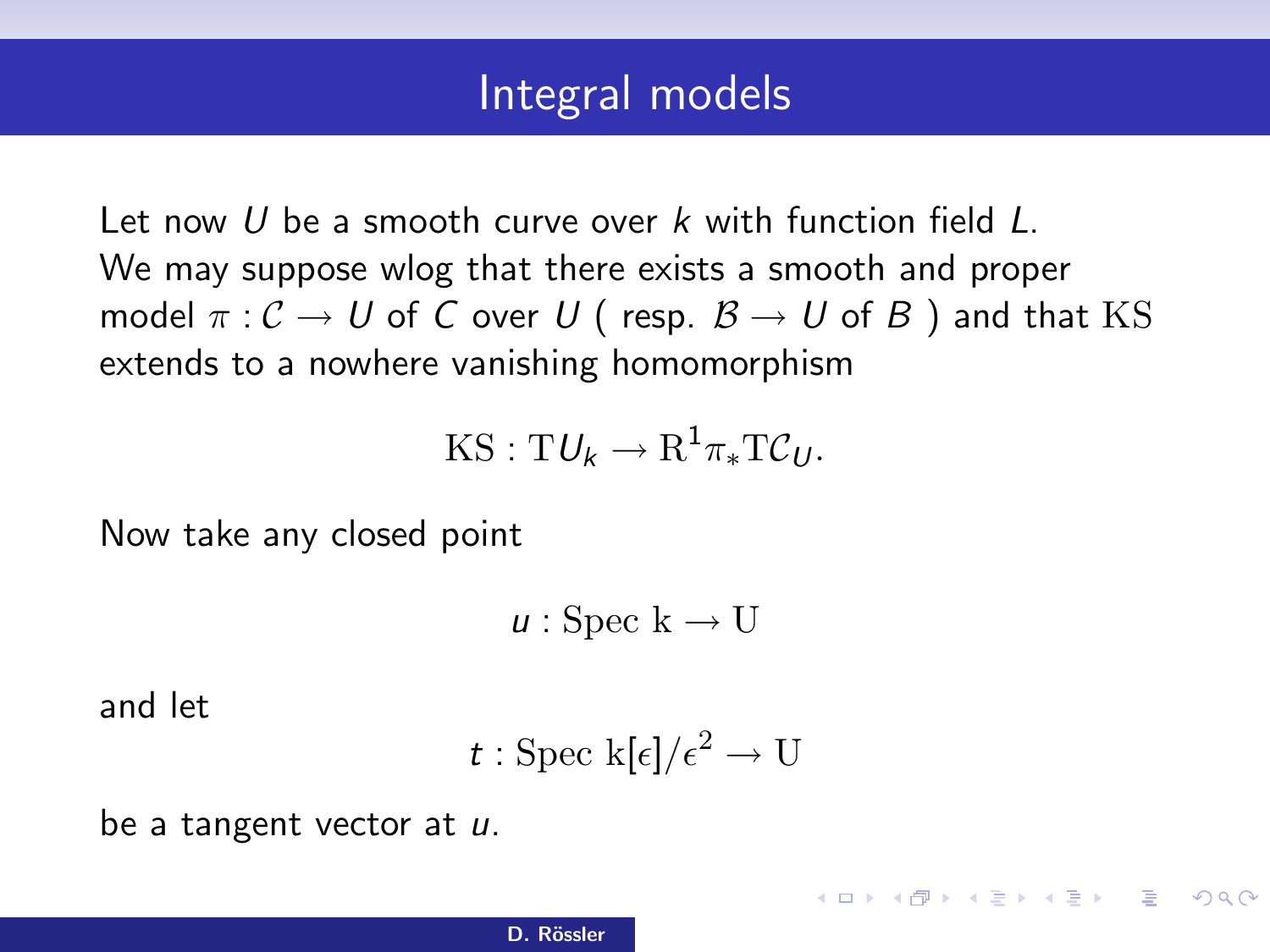# Integral models

Let now $U$ be a smooth curve over $k$ with function field $L$. We may suppose wlog that there exists a smooth and proper model $\pi : \mathcal{C} \to U$ of $C$ over $U$ ( resp. $\mathcal{B} \to U$ of $B$ ) and that $\mathrm{KS}$ extends to a nowhere vanishing homomorphism

$$\mathrm{KS} : \mathrm{T}U_k \to \mathrm{R}^1\pi_*\mathrm{T}\mathcal{C}_U.$$

Now take any closed point

$$u : \mathrm{Spec\ k} \to \mathrm{U}$$

and let

$$t : \mathrm{Spec\ k}[\epsilon]/\epsilon^2 \to \mathrm{U}$$

be a tangent vector at $u$.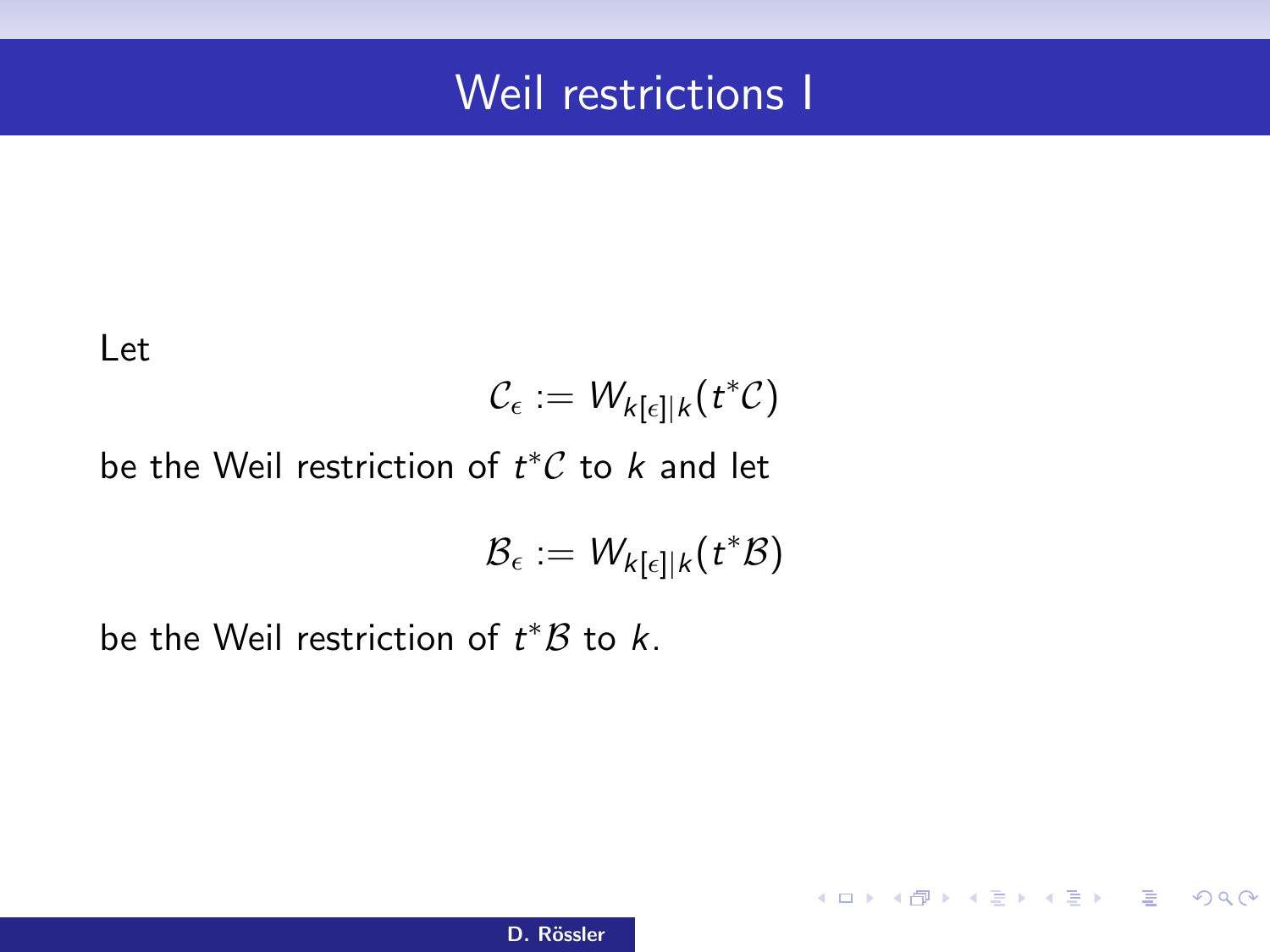# Weil restrictions I

Let

$$\mathcal{C}_\epsilon := W_{k[\epsilon]|k}(t^*\mathcal{C})$$

be the Weil restriction of $t^*\mathcal{C}$ to $k$ and let

$$\mathcal{B}_\epsilon := W_{k[\epsilon]|k}(t^*\mathcal{B})$$

be the Weil restriction of $t^*\mathcal{B}$ to $k$.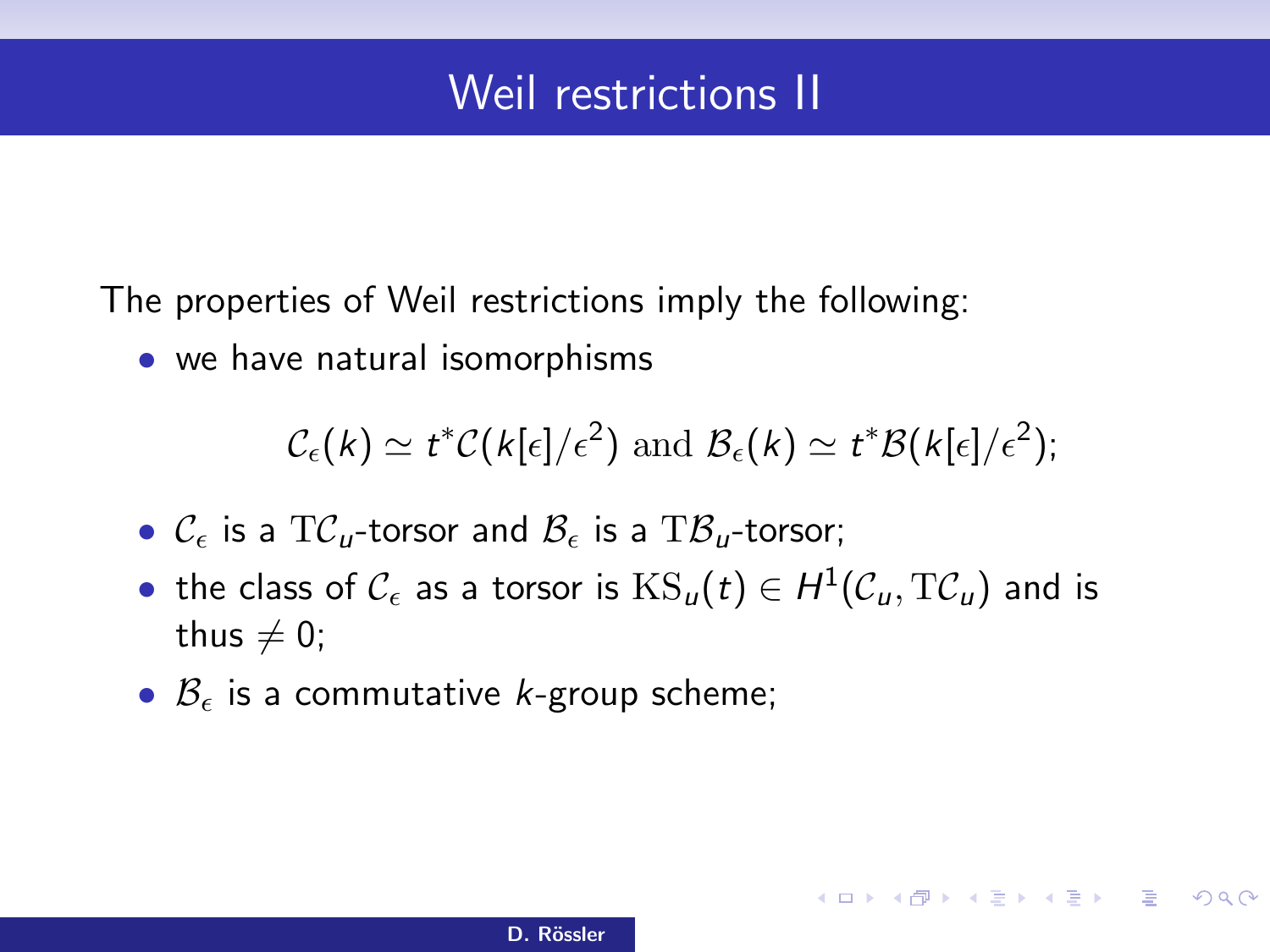# Weil restrictions II

The properties of Weil restrictions imply the following:

- we have natural isomorphisms

$$\mathcal{C}_\epsilon(k) \simeq t^*\mathcal{C}(k[\epsilon]/\epsilon^2) \text{ and } \mathcal{B}_\epsilon(k) \simeq t^*\mathcal{B}(k[\epsilon]/\epsilon^2);$$

- $\mathcal{C}_\epsilon$ is a $\mathrm{T}\mathcal{C}_u$-torsor and $\mathcal{B}_\epsilon$ is a $\mathrm{T}\mathcal{B}_u$-torsor;
- the class of $\mathcal{C}_\epsilon$ as a torsor is $\mathrm{KS}_u(t) \in H^1(\mathcal{C}_u, \mathrm{T}\mathcal{C}_u)$ and is thus $\neq 0$;
- $\mathcal{B}_\epsilon$ is a commutative $k$-group scheme;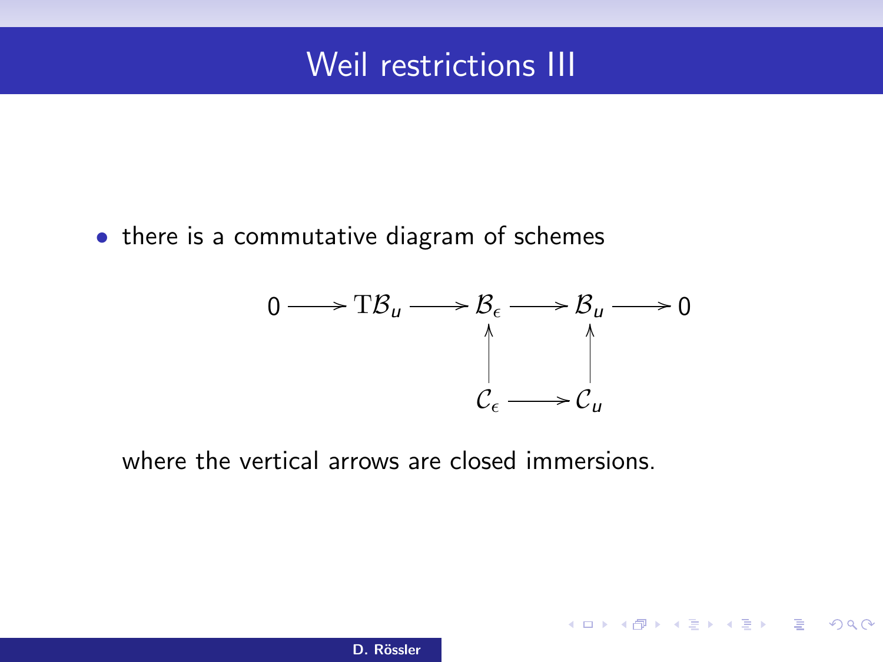# Weil restrictions III

- there is a commutative diagram of schemes

$$
\begin{array}{ccccccccc}
0 & \longrightarrow & \mathrm{T}\mathcal{B}_u & \longrightarrow & \mathcal{B}_\epsilon & \longrightarrow & \mathcal{B}_u & \longrightarrow & 0 \\
 & & & & \uparrow & & \uparrow & & \\
 & & & & \mathcal{C}_\epsilon & \longrightarrow & \mathcal{C}_u & &
\end{array}
$$

  where the vertical arrows are closed immersions.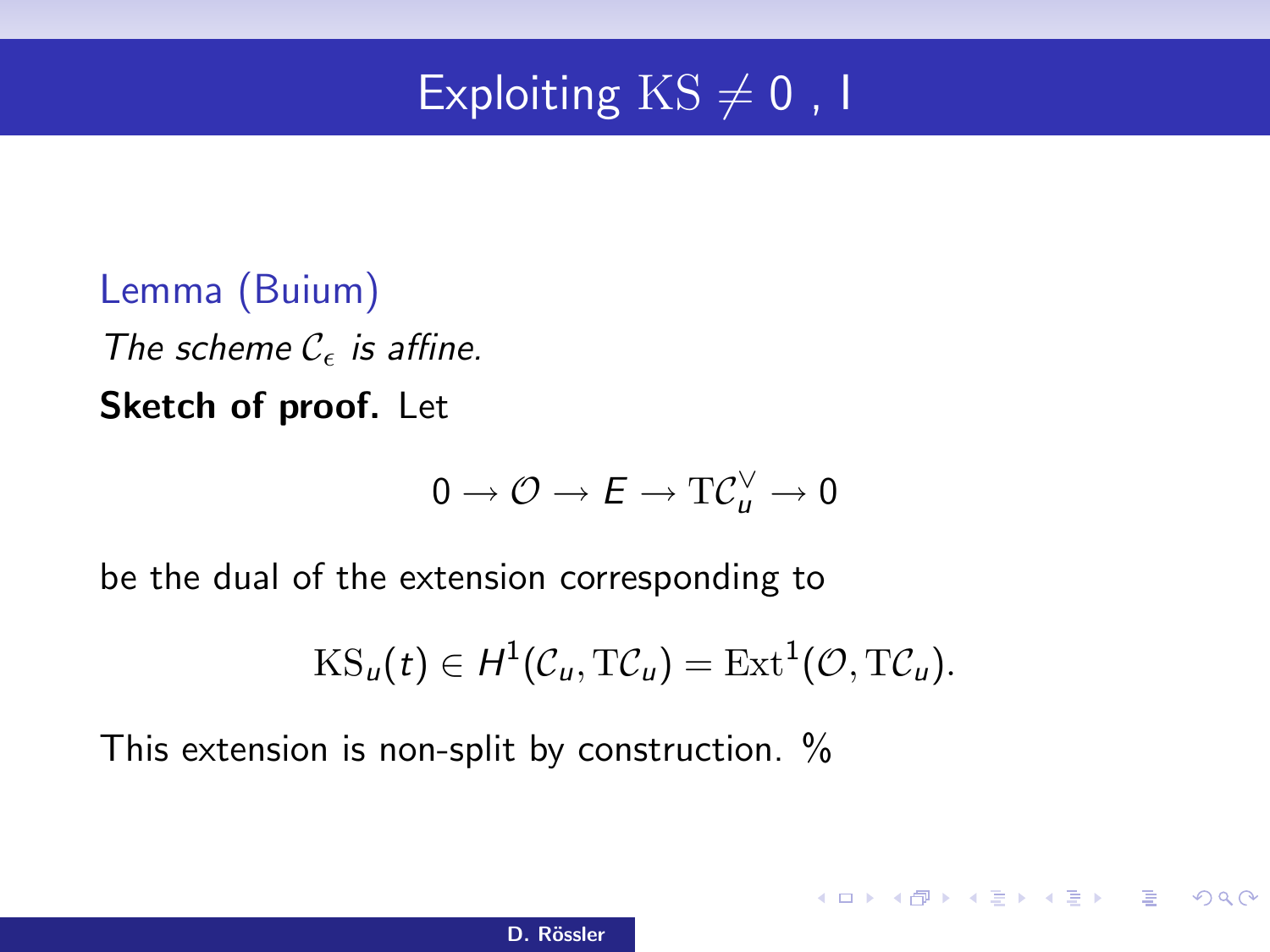# Exploiting $\mathrm{KS} \neq 0$ , I

**Lemma (Buium)**

*The scheme $\mathcal{C}_\epsilon$ is affine.*

**Sketch of proof.** Let

$$0 \to \mathcal{O} \to E \to \mathrm{T}\mathcal{C}_u^\vee \to 0$$

be the dual of the extension corresponding to

$$\mathrm{KS}_u(t) \in H^1(\mathcal{C}_u, \mathrm{T}\mathcal{C}_u) = \mathrm{Ext}^1(\mathcal{O}, \mathrm{T}\mathcal{C}_u).$$

This extension is non-split by construction. %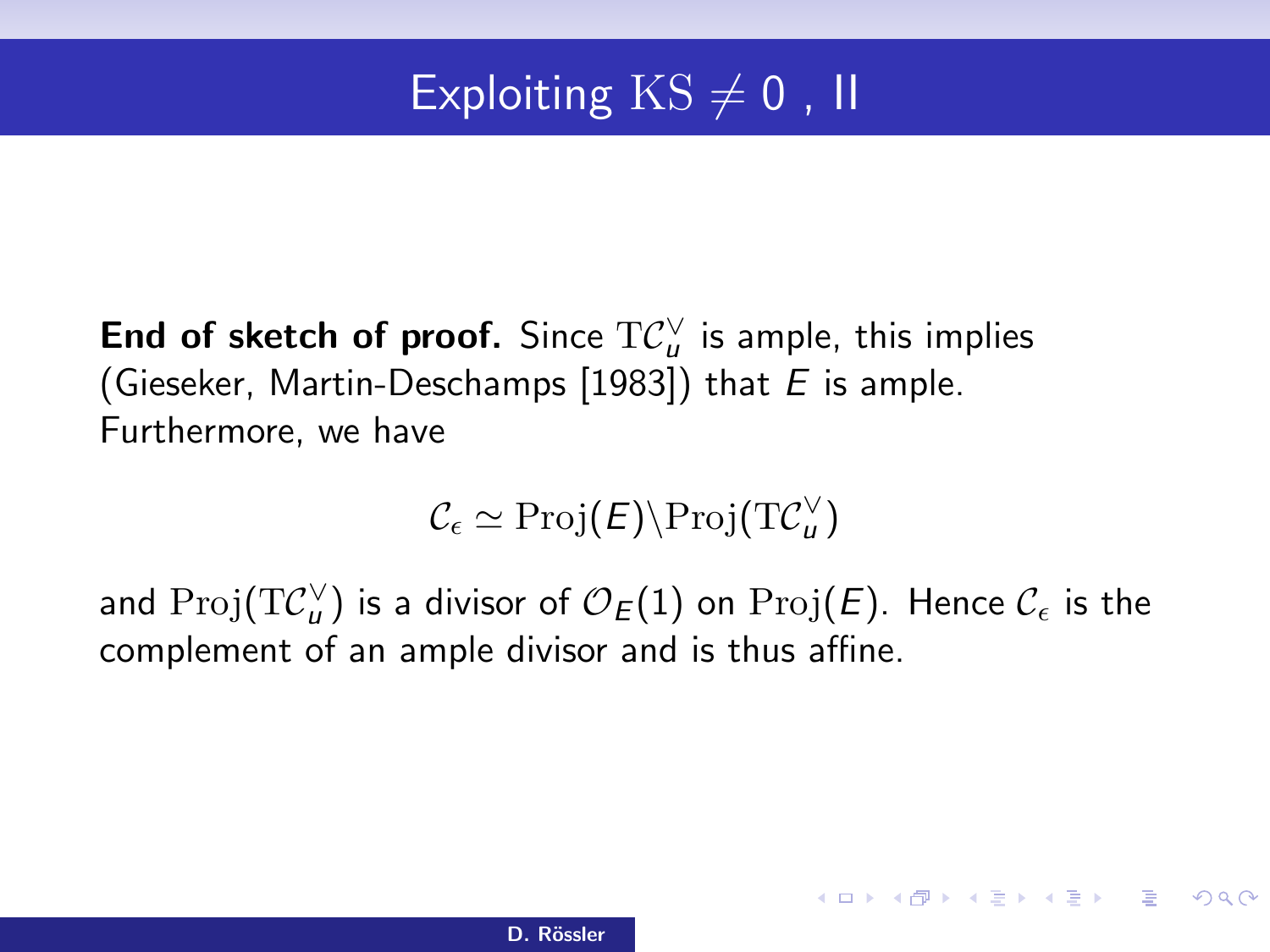# Exploiting $\mathrm{KS} \neq 0$ , II

**End of sketch of proof.** Since $\mathrm{T}\mathcal{C}_u^\vee$ is ample, this implies (Gieseker, Martin-Deschamps [1983]) that $E$ is ample. Furthermore, we have

$$\mathcal{C}_\epsilon \simeq \mathrm{Proj}(E)\backslash\mathrm{Proj}(\mathrm{T}\mathcal{C}_u^\vee)$$

and $\mathrm{Proj}(\mathrm{T}\mathcal{C}_u^\vee)$ is a divisor of $\mathcal{O}_E(1)$ on $\mathrm{Proj}(E)$. Hence $\mathcal{C}_\epsilon$ is the complement of an ample divisor and is thus affine.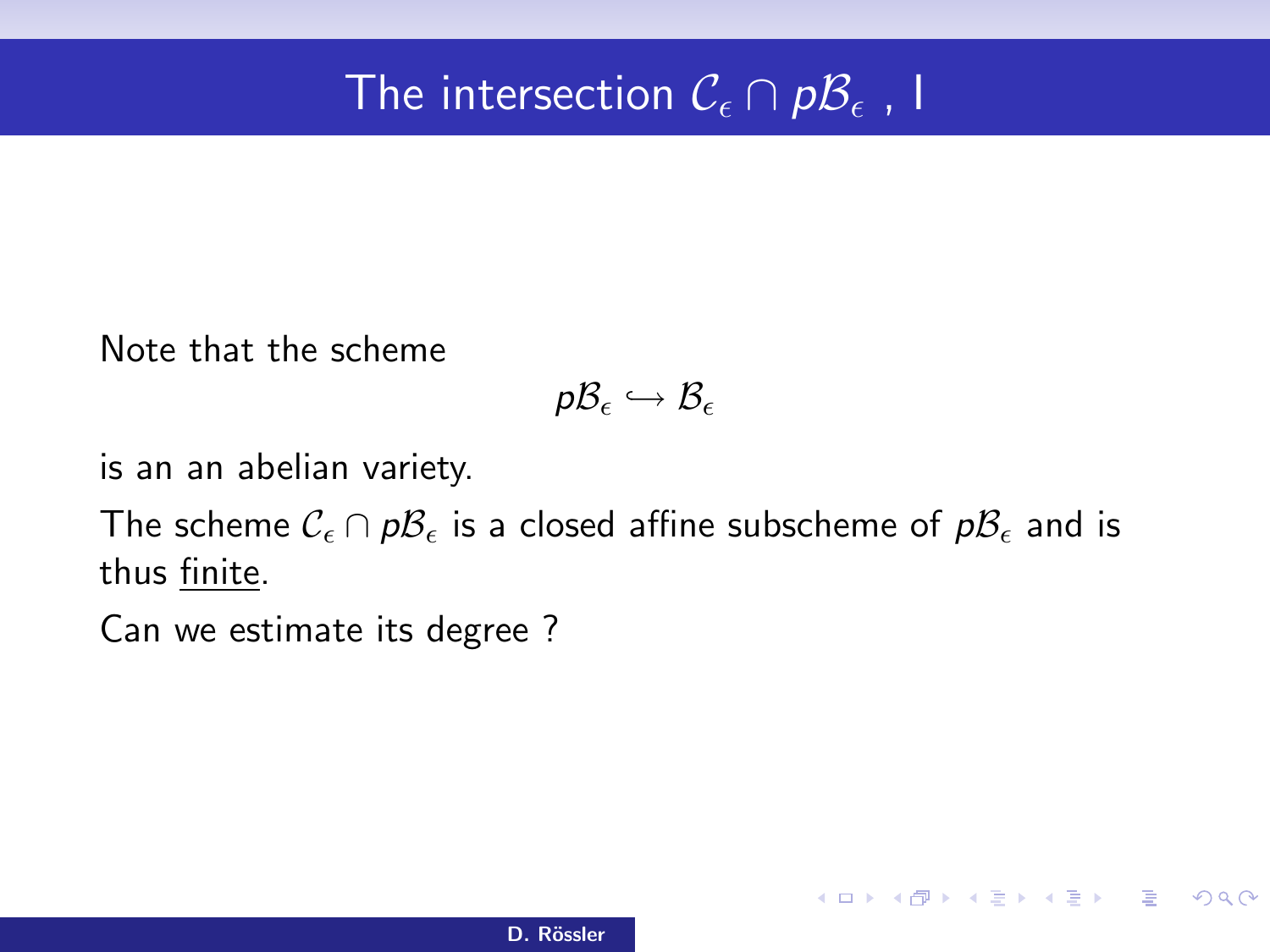# The intersection $\mathcal{C}_\epsilon \cap p\mathcal{B}_\epsilon$ , I

Note that the scheme

$$p\mathcal{B}_\epsilon \hookrightarrow \mathcal{B}_\epsilon$$

is an an abelian variety.

The scheme $\mathcal{C}_\epsilon \cap p\mathcal{B}_\epsilon$ is a closed affine subscheme of $p\mathcal{B}_\epsilon$ and is thus <u>finite</u>.

Can we estimate its degree ?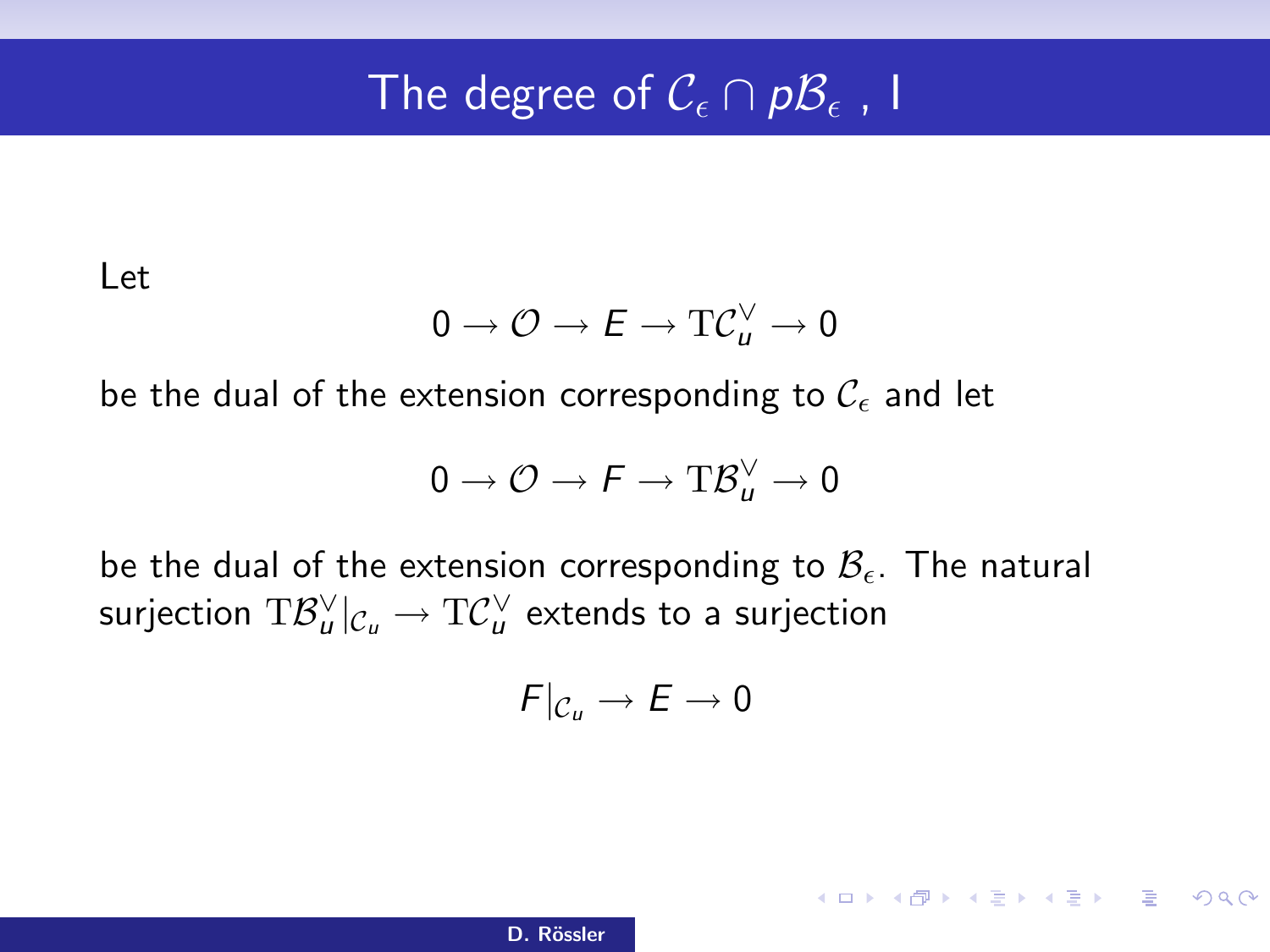# The degree of $\mathcal{C}_\epsilon \cap p\mathcal{B}_\epsilon$ , I

Let

$$0 \to \mathcal{O} \to E \to \mathrm{T}\mathcal{C}_u^\vee \to 0$$

be the dual of the extension corresponding to $\mathcal{C}_\epsilon$ and let

$$0 \to \mathcal{O} \to F \to \mathrm{T}\mathcal{B}_u^\vee \to 0$$

be the dual of the extension corresponding to $\mathcal{B}_\epsilon$. The natural surjection $\mathrm{T}\mathcal{B}_u^\vee|_{\mathcal{C}_u} \to \mathrm{T}\mathcal{C}_u^\vee$ extends to a surjection

$$F|_{\mathcal{C}_u} \to E \to 0$$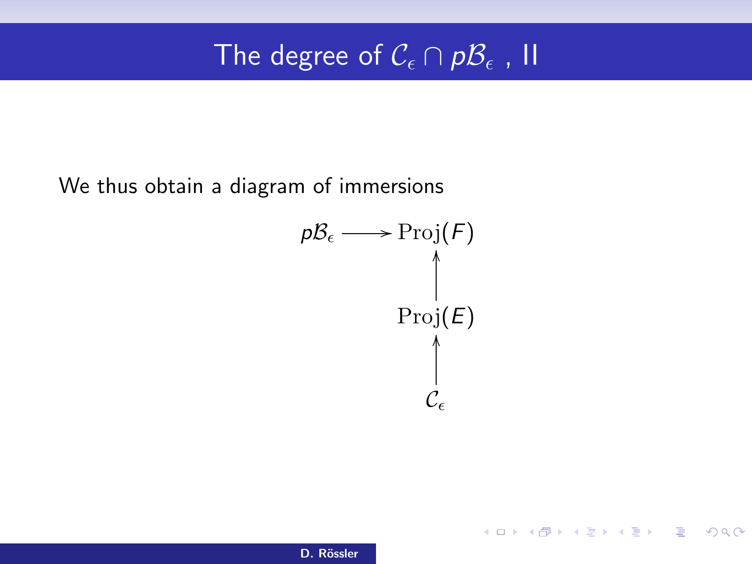# The degree of $\mathcal{C}_\epsilon \cap p\mathcal{B}_\epsilon$ , II

We thus obtain a diagram of immersions

$$
\begin{array}{ccc}
p\mathcal{B}_\epsilon & \longrightarrow & \mathrm{Proj}(F) \\
 & & \uparrow \\
 & & \mathrm{Proj}(E) \\
 & & \uparrow \\
 & & \mathcal{C}_\epsilon
\end{array}
$$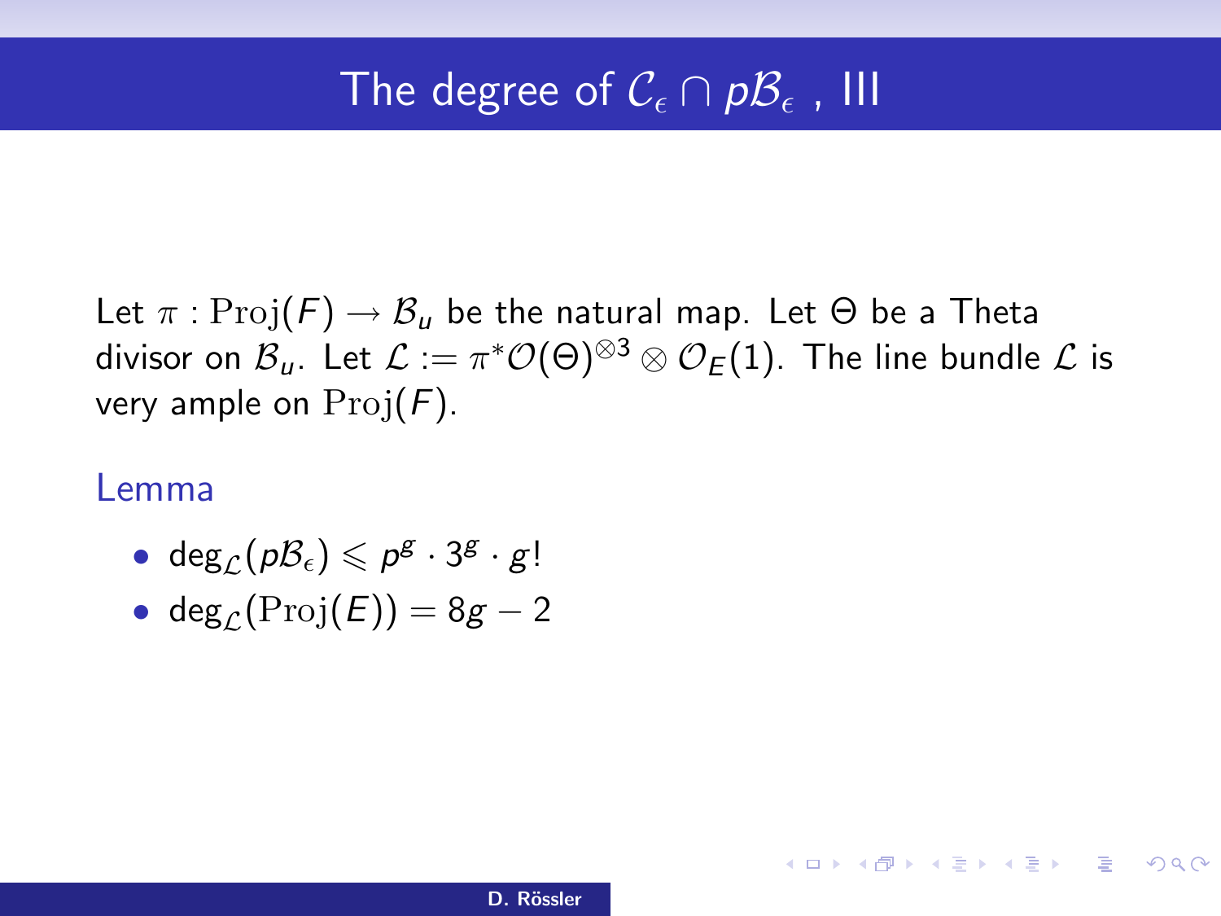# The degree of $\mathcal{C}_\epsilon \cap p\mathcal{B}_\epsilon$ , III

Let $\pi : \mathrm{Proj}(F) \to \mathcal{B}_u$ be the natural map. Let $\Theta$ be a Theta divisor on $\mathcal{B}_u$. Let $\mathcal{L} := \pi^*\mathcal{O}(\Theta)^{\otimes 3} \otimes \mathcal{O}_E(1)$. The line bundle $\mathcal{L}$ is very ample on $\mathrm{Proj}(F)$.

### Lemma

- $\deg_{\mathcal{L}}(p\mathcal{B}_\epsilon) \leqslant p^g \cdot 3^g \cdot g!$
- $\deg_{\mathcal{L}}(\mathrm{Proj}(E)) = 8g - 2$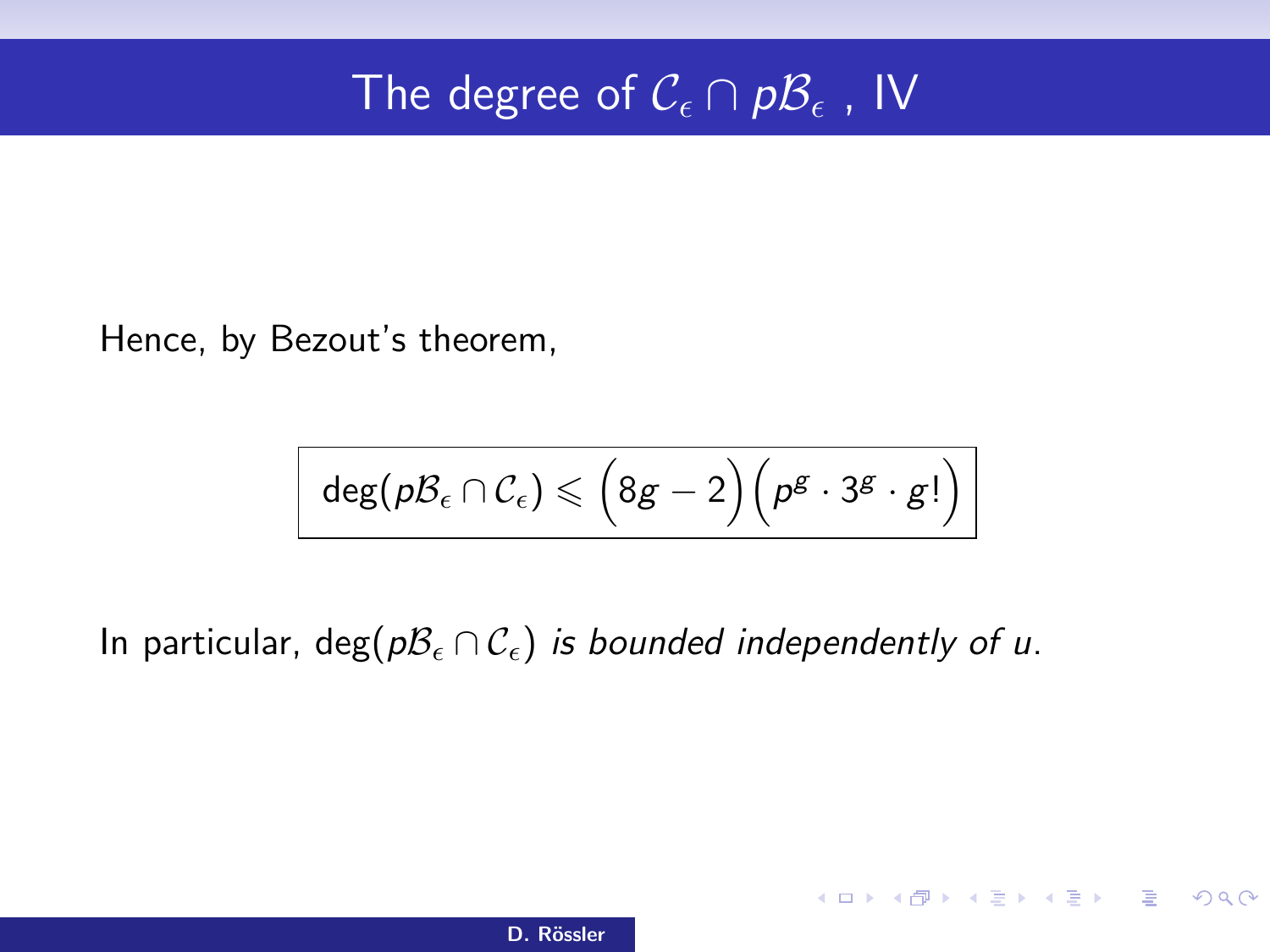# The degree of $\mathcal{C}_\epsilon \cap p\mathcal{B}_\epsilon$ , IV

Hence, by Bezout's theorem,

$$\boxed{\deg(p\mathcal{B}_\epsilon \cap \mathcal{C}_\epsilon) \leqslant \Big(8g - 2\Big)\Big(p^g \cdot 3^g \cdot g!\Big)}$$

In particular, $\deg(p\mathcal{B}_\epsilon \cap \mathcal{C}_\epsilon)$ *is bounded independently of* $u$.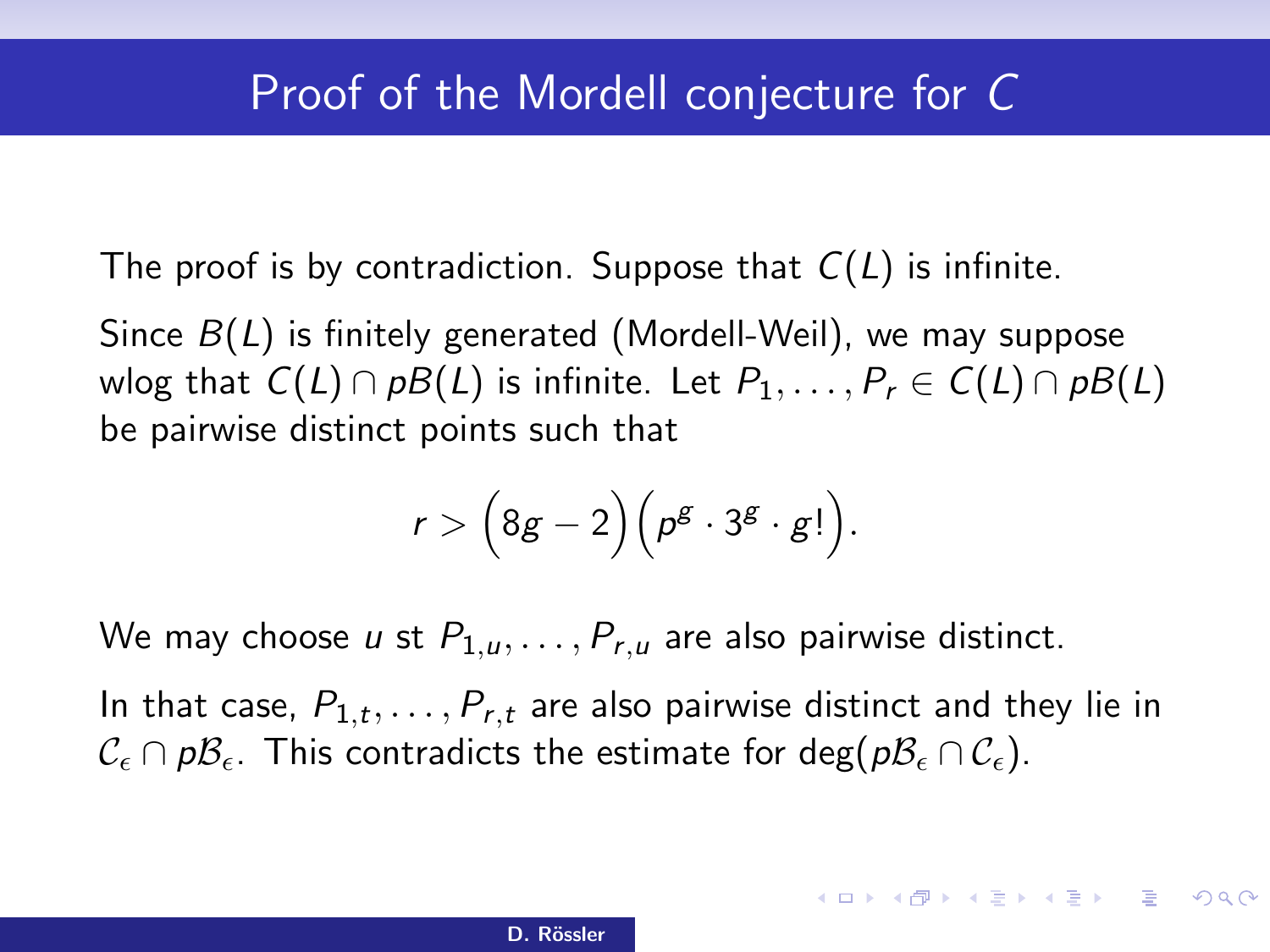# Proof of the Mordell conjecture for $C$

The proof is by contradiction. Suppose that $C(L)$ is infinite.

Since $B(L)$ is finitely generated (Mordell-Weil), we may suppose wlog that $C(L) \cap pB(L)$ is infinite. Let $P_1, \dots, P_r \in C(L) \cap pB(L)$ be pairwise distinct points such that

$$r > \Big(8g - 2\Big)\Big(p^g \cdot 3^g \cdot g!\Big).$$

We may choose $u$ st $P_{1,u}, \dots, P_{r,u}$ are also pairwise distinct.

In that case, $P_{1,t}, \dots, P_{r,t}$ are also pairwise distinct and they lie in $\mathcal{C}_\epsilon \cap p\mathcal{B}_\epsilon$. This contradicts the estimate for $\deg(p\mathcal{B}_\epsilon \cap \mathcal{C}_\epsilon)$.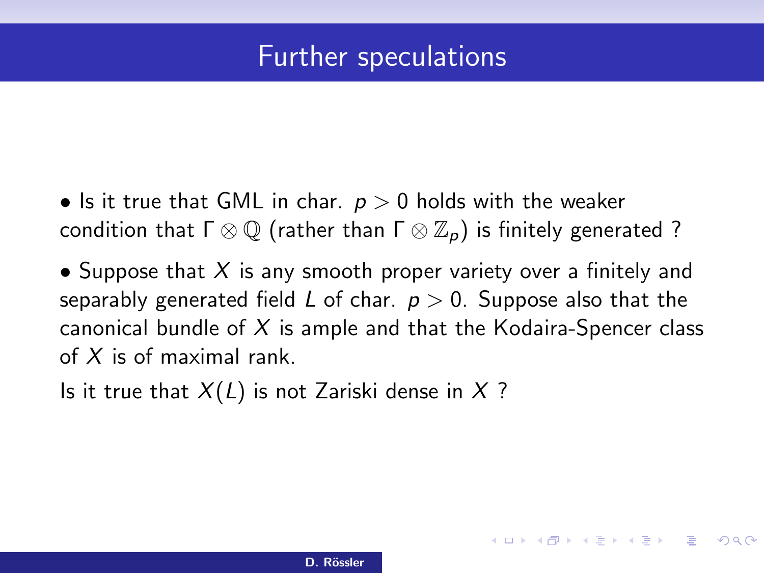# Further speculations

- Is it true that GML in char. $p > 0$ holds with the weaker condition that $\Gamma \otimes \mathbb{Q}$ (rather than $\Gamma \otimes \mathbb{Z}_p$) is finitely generated ?

- Suppose that $X$ is any smooth proper variety over a finitely and separably generated field $L$ of char. $p > 0$. Suppose also that the canonical bundle of $X$ is ample and that the Kodaira-Spencer class of $X$ is of maximal rank.

Is it true that $X(L)$ is not Zariski dense in $X$ ?